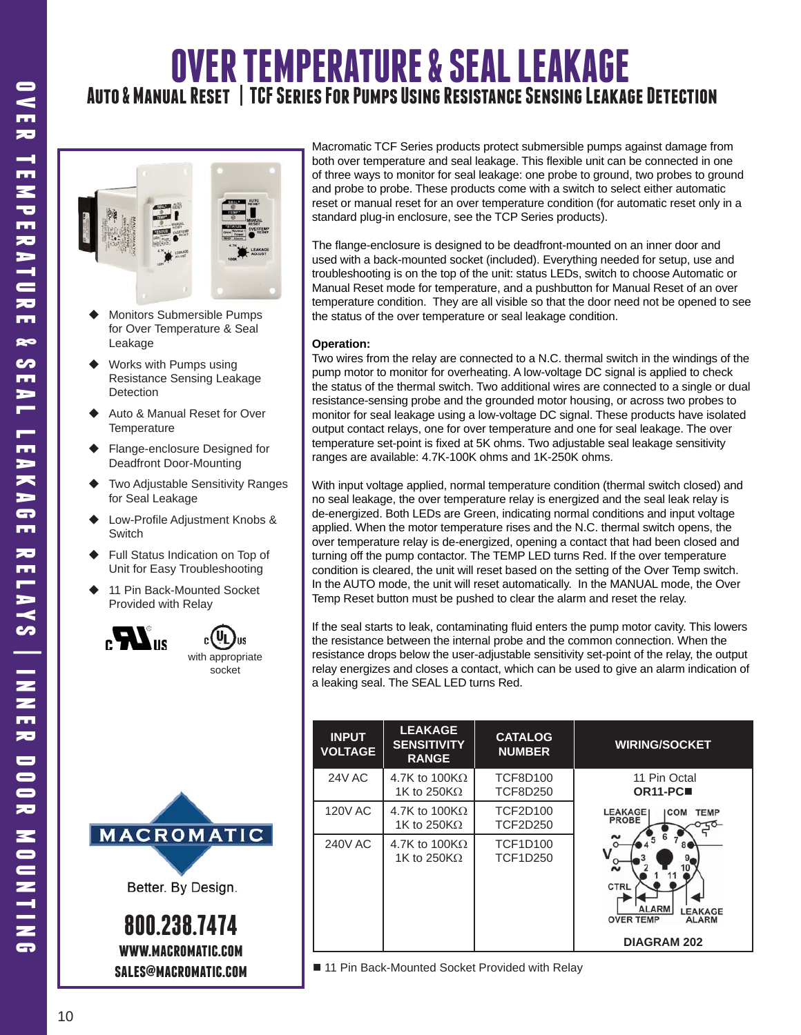# OVER TEMPERATURE & SEAL LEAKAGE

## Auto & Manual Reset | TCF Series For Pumps Using Resistance Sensing Leakage Detection

- Monitors Submersible Pumps for Over Temperature & Seal Leakage
- Works with Pumps using Resistance Sensing Leakage Detection
- Auto & Manual Reset for Over Temperature
- Flange-enclosure Designed for Deadfront Door-Mounting
- Two Adjustable Sensitivity Ranges for Seal Leakage
- Low-Profile Adjustment Knobs & Switch
- Full Status Indication on Top of Unit for Easy Troubleshooting
- 11 Pin Back-Mounted Socket Provided with Relay

c UL us with appropriate socket

MACROMATIC

Better. By Design.

800.238.7474

WWW.MACROMATIC.COM

SALES@MACROMATIC.COM

Macromatic TCF Series products protect submersible pumps against damage from both over temperature and seal leakage. This flexible unit can be connected in one of three ways to monitor for seal leakage: one probe to ground, two probes to ground and probe to probe. These products come with a switch to select either automatic reset or manual reset for an over temperature condition (for automatic reset only in a standard plug-in enclosure, see the TCP Series products).

The flange-enclosure is designed to be deadfront-mounted on an inner door and used with a back-mounted socket (included). Everything needed for setup, use and troubleshooting is on the top of the unit: status LEDs, switch to choose Automatic or Manual Reset mode for temperature, and a pushbutton for Manual Reset of an over temperature condition. They are all visible so that the door need not be opened to see the status of the over temperature or seal leakage condition.

**Operation:**

Two wires from the relay are connected to a N.C. thermal switch in the windings of the pump motor to monitor for overheating. A low-voltage DC signal is applied to check the status of the thermal switch. Two additional wires are connected to a single or dual resistance-sensing probe and the grounded motor housing, or across two probes to monitor for seal leakage using a low-voltage DC signal. These products have isolated output contact relays, one for over temperature and one for seal leakage. The over temperature set-point is fixed at 5K ohms. Two adjustable seal leakage sensitivity ranges are available: 4.7K-100K ohms and 1K-250K ohms.

With input voltage applied, normal temperature condition (thermal switch closed) and no seal leakage, the over temperature relay is energized and the seal leak relay is de-energized. Both LEDs are Green, indicating normal conditions and input voltage applied. When the motor temperature rises and the N.C. thermal switch opens, the over temperature relay is de-energized, opening a contact that had been closed and turning off the pump contactor. The TEMP LED turns Red. If the over temperature condition is cleared, the unit will reset based on the setting of the Over Temp switch. In the AUTO mode, the unit will reset automatically. In the MANUAL mode, the Over Temp Reset button must be pushed to clear the alarm and reset the relay.

If the seal starts to leak, contaminating fluid enters the pump motor cavity. This lowers the resistance between the internal probe and the common connection. When the resistance drops below the user-adjustable sensitivity set-point of the relay, the output relay energizes and closes a contact, which can be used to give an alarm indication of a leaking seal. The SEAL LED turns Red.

| INPUT VOLTAGE | LEAKAGE SENSITIVITY RANGE | CATALOG NUMBER | WIRING/SOCKET |
|---|---|---|---|
| 24V AC | 4.7K to 100KΩ<br>1K to 250KΩ | TCF8D100<br>TCF8D250 | 11 Pin Octal<br>**OR11-PC■** |
| 120V AC | 4.7K to 100KΩ<br>1K to 250KΩ | TCF2D100<br>TCF2D250 | |
| 240V AC | 4.7K to 100KΩ<br>1K to 250KΩ | TCF1D100<br>TCF1D250 | **DIAGRAM 202** |

■ 11 Pin Back-Mounted Socket Provided with Relay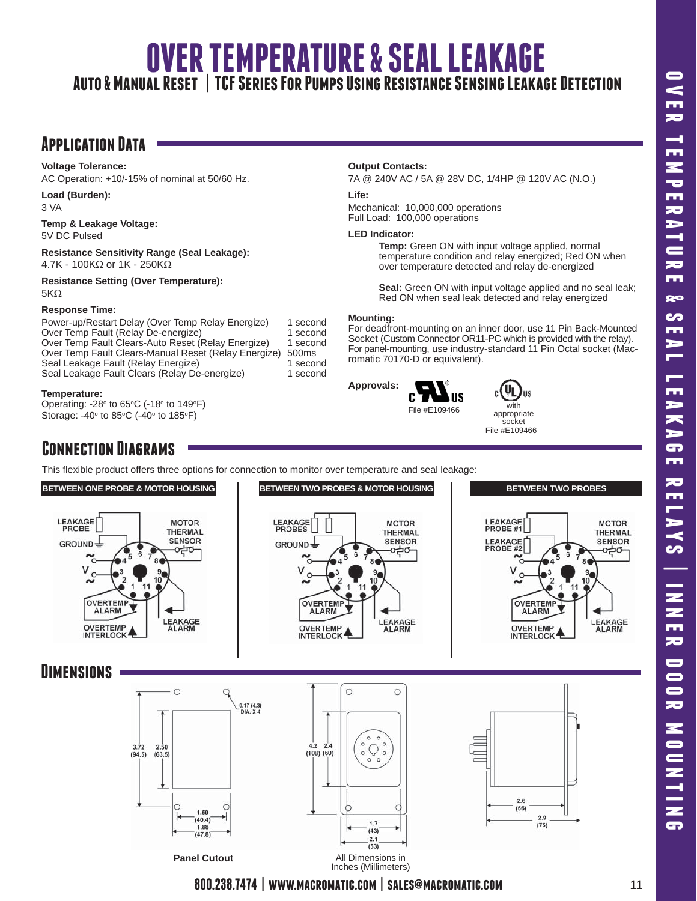# OVER TEMPERATURE & SEAL LEAKAGE

### Auto & Manual Reset | TCF Series For Pumps Using Resistance Sensing Leakage Detection

## Application Data

**Voltage Tolerance:**
AC Operation: +10/-15% of nominal at 50/60 Hz.

**Load (Burden):**
3 VA

**Temp & Leakage Voltage:**
5V DC Pulsed

**Resistance Sensitivity Range (Seal Leakage):**
4.7K - 100KΩ or 1K - 250KΩ

**Resistance Setting (Over Temperature):**
5KΩ

**Response Time:**

| | |
|---|---|
| Power-up/Restart Delay (Over Temp Relay Energize) | 1 second |
| Over Temp Fault (Relay De-energize) | 1 second |
| Over Temp Fault Clears-Auto Reset (Relay Energize) | 1 second |
| Over Temp Fault Clears-Manual Reset (Relay Energize) | 500ms |
| Seal Leakage Fault (Relay Energize) | 1 second |
| Seal Leakage Fault Clears (Relay De-energize) | 1 second |

**Temperature:**
Operating: -28° to 65°C (-18° to 149°F)
Storage: -40° to 85°C (-40° to 185°F)

**Output Contacts:**
7A @ 240V AC / 5A @ 28V DC, 1/4HP @ 120V AC (N.O.)

**Life:**
Mechanical: 10,000,000 operations
Full Load: 100,000 operations

**LED Indicator:**

**Temp:** Green ON with input voltage applied, normal temperature condition and relay energized; Red ON when over temperature detected and relay de-energized

**Seal:** Green ON with input voltage applied and no seal leak; Red ON when seal leak detected and relay energized

**Mounting:**
For deadfront-mounting on an inner door, use 11 Pin Back-Mounted Socket (Custom Connector OR11-PC which is provided with the relay). For panel-mounting, use industry-standard 11 Pin Octal socket (Macromatic 70170-D or equivalent).

**Approvals:**
File #E109466
with appropriate socket File #E109466

## Connection Diagrams

This flexible product offers three options for connection to monitor over temperature and seal leakage:

**BETWEEN ONE PROBE & MOTOR HOUSING**

LEAKAGE PROBE
GROUND
MOTOR THERMAL SENSOR
V ~
OVERTEMP ALARM
OVERTEMP INTERLOCK
LEAKAGE ALARM

**BETWEEN TWO PROBES & MOTOR HOUSING**

LEAKAGE PROBES
GROUND
MOTOR THERMAL SENSOR
V ~
OVERTEMP ALARM
OVERTEMP INTERLOCK
LEAKAGE ALARM

**BETWEEN TWO PROBES**

LEAKAGE PROBE #1
LEAKAGE PROBE #2
MOTOR THERMAL SENSOR
V ~
OVERTEMP ALARM
OVERTEMP INTERLOCK
LEAKAGE ALARM

## Dimensions

0.17 (4.3) DIA. X 4
3.72 (94.5)
2.50 (63.5)
1.59 (40.4)
1.88 (47.8)

**Panel Cutout**

4.2 (108)
2.4 (60)
1.7 (43)
2.1 (53)

2.6 (66)
2.9 (75)

All Dimensions in Inches (Millimeters)

800.238.7474 | WWW.MACROMATIC.COM | SALES@MACROMATIC.COM